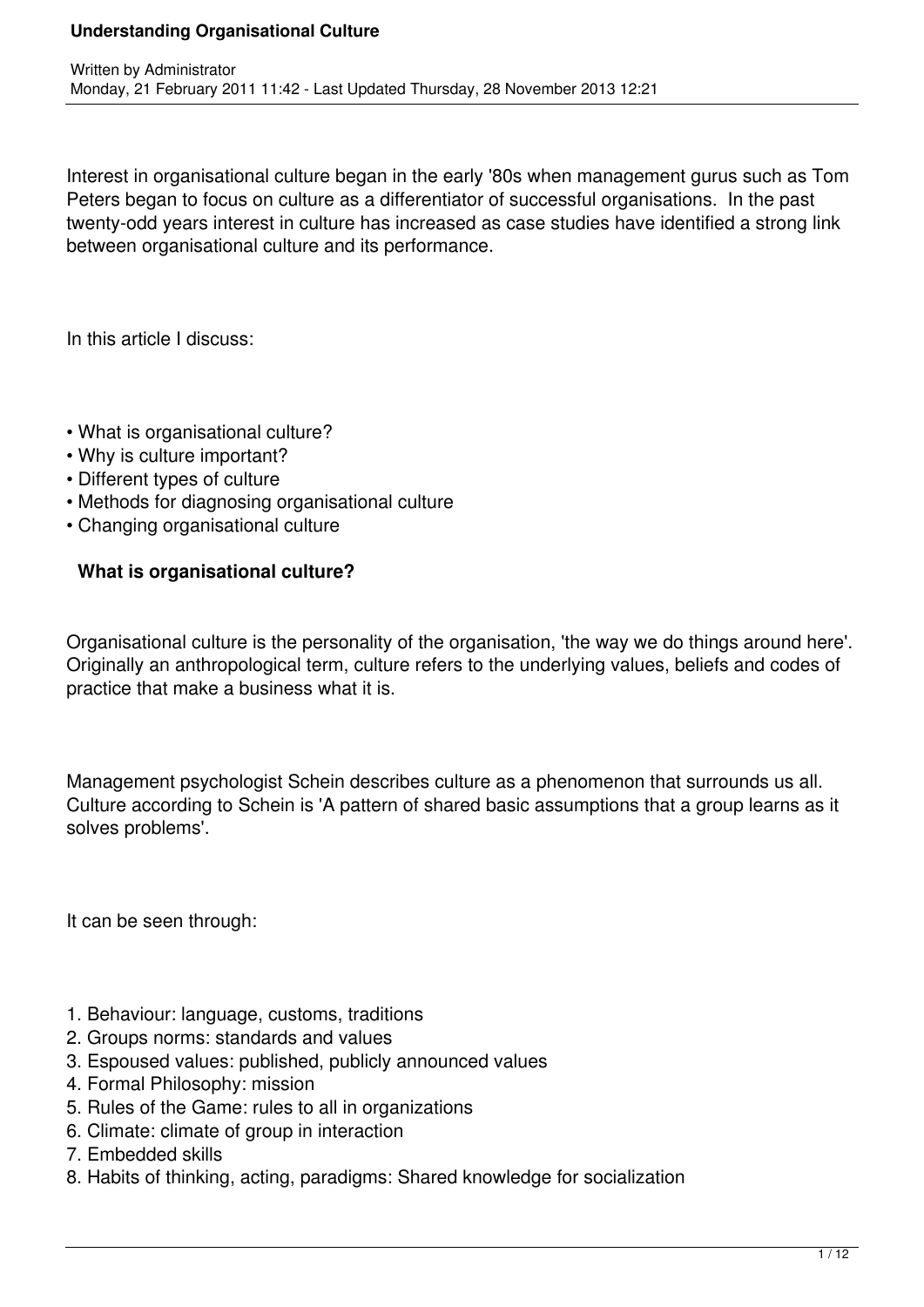Interest in organisational culture began in the early '80s when management gurus such as Tom Peters began to focus on culture as a differentiator of successful organisations. In the past twenty-odd years interest in culture has increased as case studies have identified a strong link between organisational culture and its performance.

In this article I discuss:

- What is organisational culture?
- Why is culture important?
- Different types of culture
- Methods for diagnosing organisational culture
- Changing organisational culture

## What is organisational culture?

Organisational culture is the personality of the organisation, 'the way we do things around here'. Originally an anthropological term, culture refers to the underlying values, beliefs and codes of practice that make a business what it is.

Management psychologist Schein describes culture as a phenomenon that surrounds us all. Culture according to Schein is 'A pattern of shared basic assumptions that a group learns as it solves problems'.

It can be seen through:

1. Behaviour: language, customs, traditions
2. Groups norms: standards and values
3. Espoused values: published, publicly announced values
4. Formal Philosophy: mission
5. Rules of the Game: rules to all in organizations
6. Climate: climate of group in interaction
7. Embedded skills
8. Habits of thinking, acting, paradigms: Shared knowledge for socialization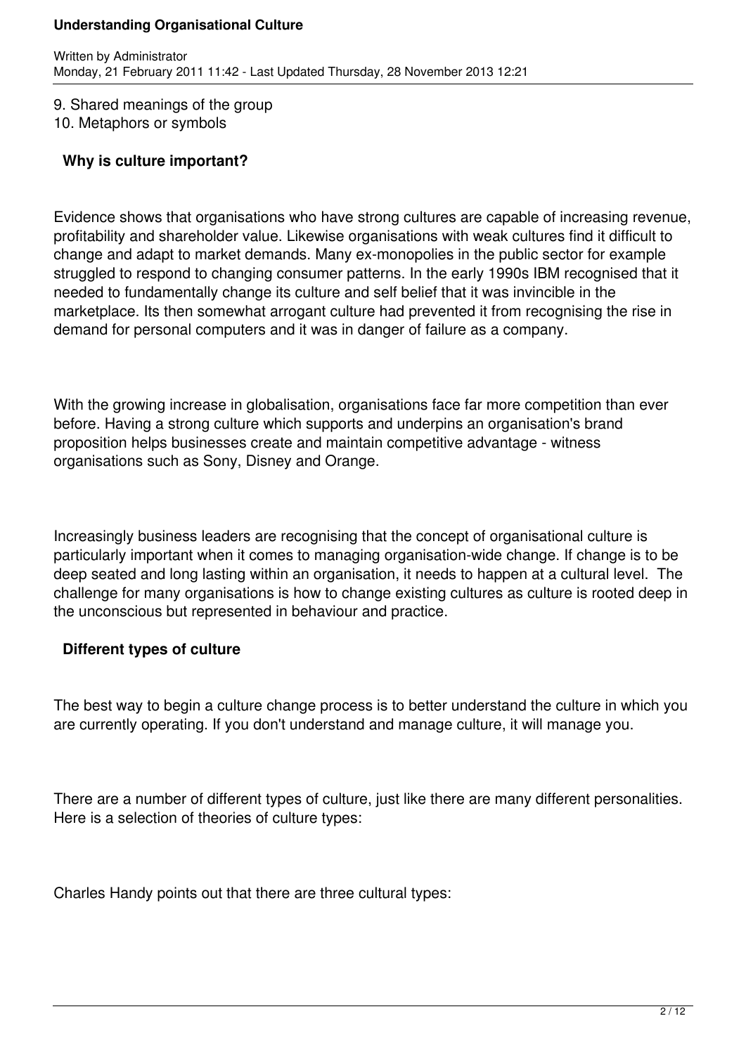9. Shared meanings of the group
10. Metaphors or symbols

## Why is culture important?

Evidence shows that organisations who have strong cultures are capable of increasing revenue, profitability and shareholder value. Likewise organisations with weak cultures find it difficult to change and adapt to market demands. Many ex-monopolies in the public sector for example struggled to respond to changing consumer patterns. In the early 1990s IBM recognised that it needed to fundamentally change its culture and self belief that it was invincible in the marketplace. Its then somewhat arrogant culture had prevented it from recognising the rise in demand for personal computers and it was in danger of failure as a company.

With the growing increase in globalisation, organisations face far more competition than ever before. Having a strong culture which supports and underpins an organisation's brand proposition helps businesses create and maintain competitive advantage - witness organisations such as Sony, Disney and Orange.

Increasingly business leaders are recognising that the concept of organisational culture is particularly important when it comes to managing organisation-wide change. If change is to be deep seated and long lasting within an organisation, it needs to happen at a cultural level. The challenge for many organisations is how to change existing cultures as culture is rooted deep in the unconscious but represented in behaviour and practice.

## Different types of culture

The best way to begin a culture change process is to better understand the culture in which you are currently operating. If you don't understand and manage culture, it will manage you.

There are a number of different types of culture, just like there are many different personalities. Here is a selection of theories of culture types:

Charles Handy points out that there are three cultural types: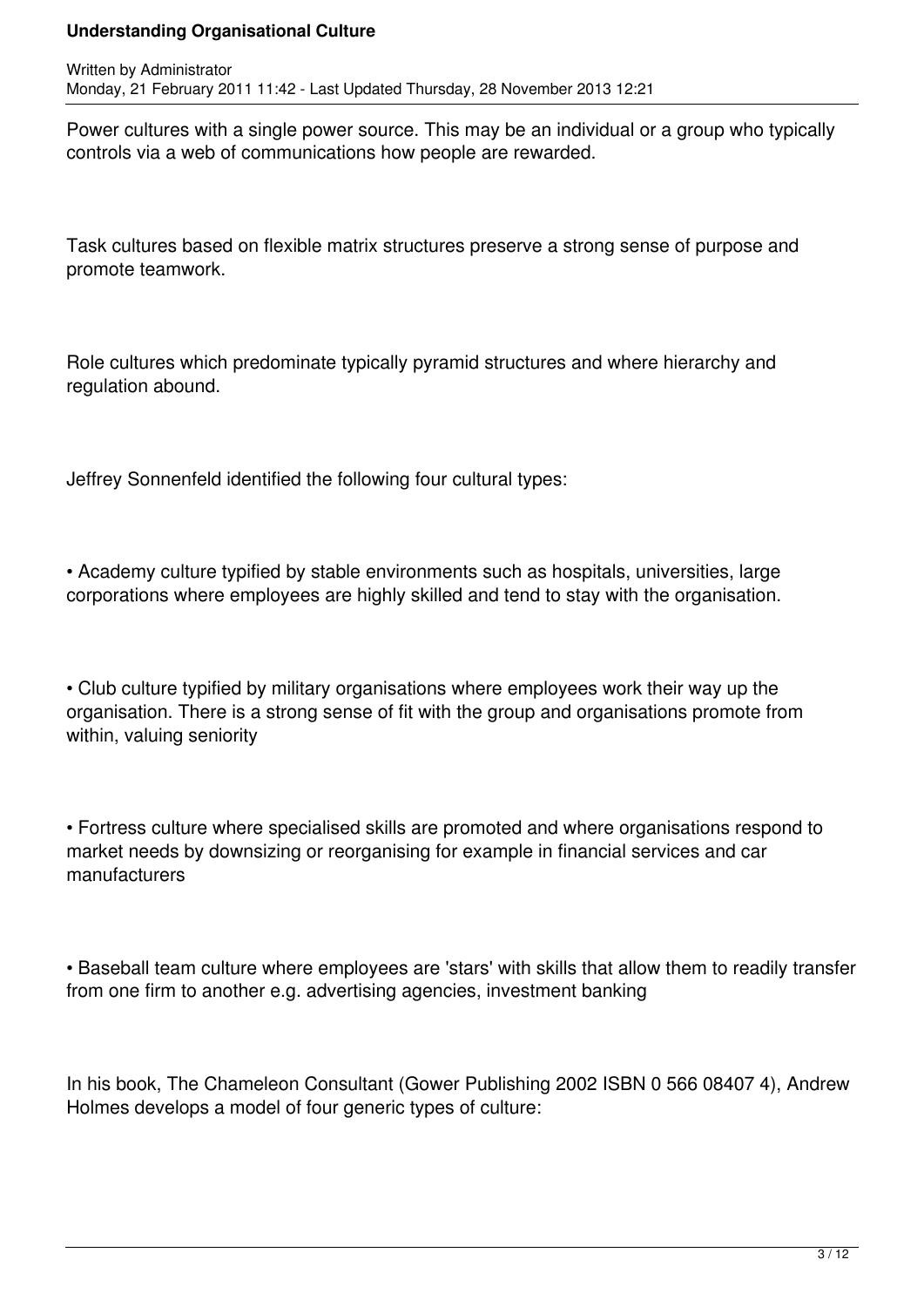Power cultures with a single power source. This may be an individual or a group who typically controls via a web of communications how people are rewarded.

Task cultures based on flexible matrix structures preserve a strong sense of purpose and promote teamwork.

Role cultures which predominate typically pyramid structures and where hierarchy and regulation abound.

Jeffrey Sonnenfeld identified the following four cultural types:

• Academy culture typified by stable environments such as hospitals, universities, large corporations where employees are highly skilled and tend to stay with the organisation.

• Club culture typified by military organisations where employees work their way up the organisation. There is a strong sense of fit with the group and organisations promote from within, valuing seniority

• Fortress culture where specialised skills are promoted and where organisations respond to market needs by downsizing or reorganising for example in financial services and car manufacturers

• Baseball team culture where employees are 'stars' with skills that allow them to readily transfer from one firm to another e.g. advertising agencies, investment banking

In his book, The Chameleon Consultant (Gower Publishing 2002 ISBN 0 566 08407 4), Andrew Holmes develops a model of four generic types of culture: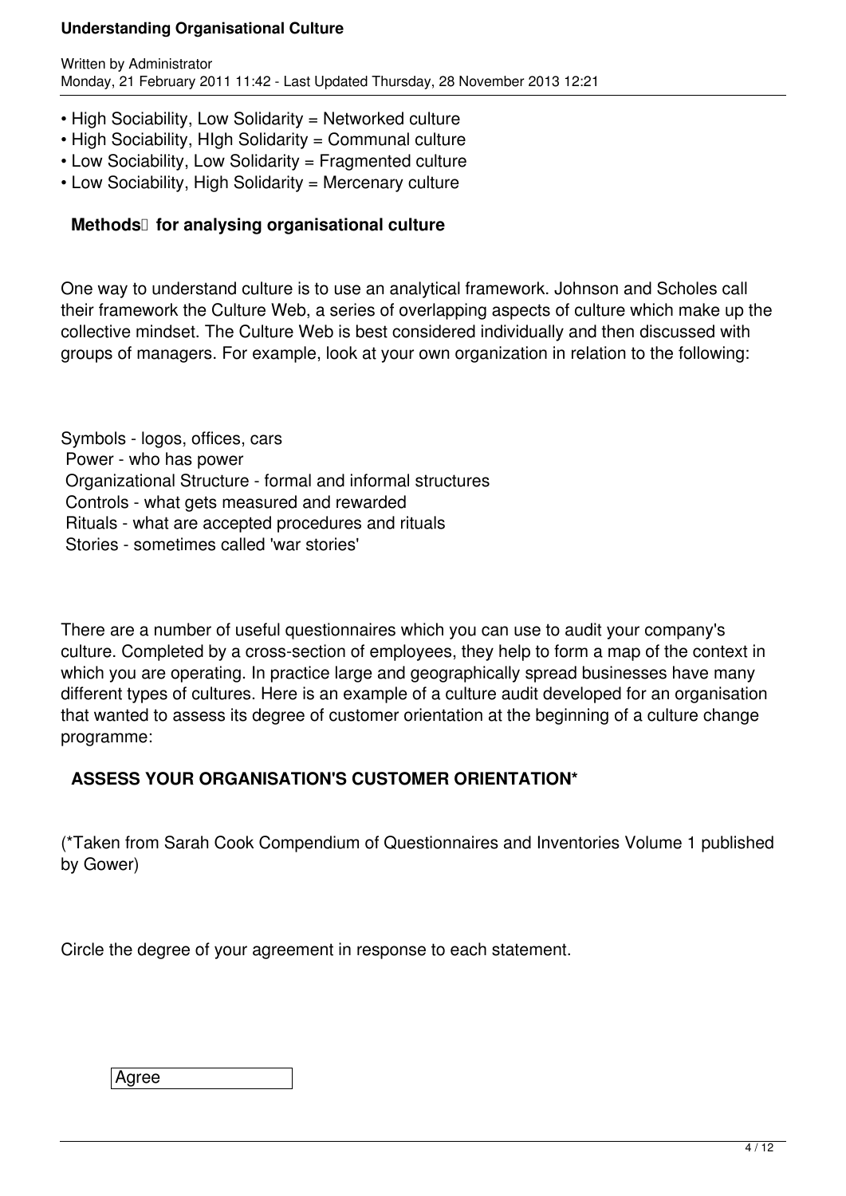- High Sociability, Low Solidarity = Networked culture
- High Sociability, HIgh Solidarity = Communal culture
- Low Sociability, Low Solidarity = Fragmented culture
- Low Sociability, High Solidarity = Mercenary culture

### Methods for analysing organisational culture

One way to understand culture is to use an analytical framework. Johnson and Scholes call their framework the Culture Web, a series of overlapping aspects of culture which make up the collective mindset. The Culture Web is best considered individually and then discussed with groups of managers. For example, look at your own organization in relation to the following:

Symbols - logos, offices, cars
Power - who has power
Organizational Structure - formal and informal structures
Controls - what gets measured and rewarded
Rituals - what are accepted procedures and rituals
Stories - sometimes called 'war stories'

There are a number of useful questionnaires which you can use to audit your company's culture. Completed by a cross-section of employees, they help to form a map of the context in which you are operating. In practice large and geographically spread businesses have many different types of cultures. Here is an example of a culture audit developed for an organisation that wanted to assess its degree of customer orientation at the beginning of a culture change programme:

### ASSESS YOUR ORGANISATION'S CUSTOMER ORIENTATION*

(*Taken from Sarah Cook Compendium of Questionnaires and Inventories Volume 1 published by Gower)

Circle the degree of your agreement in response to each statement.

| Agree |
|---|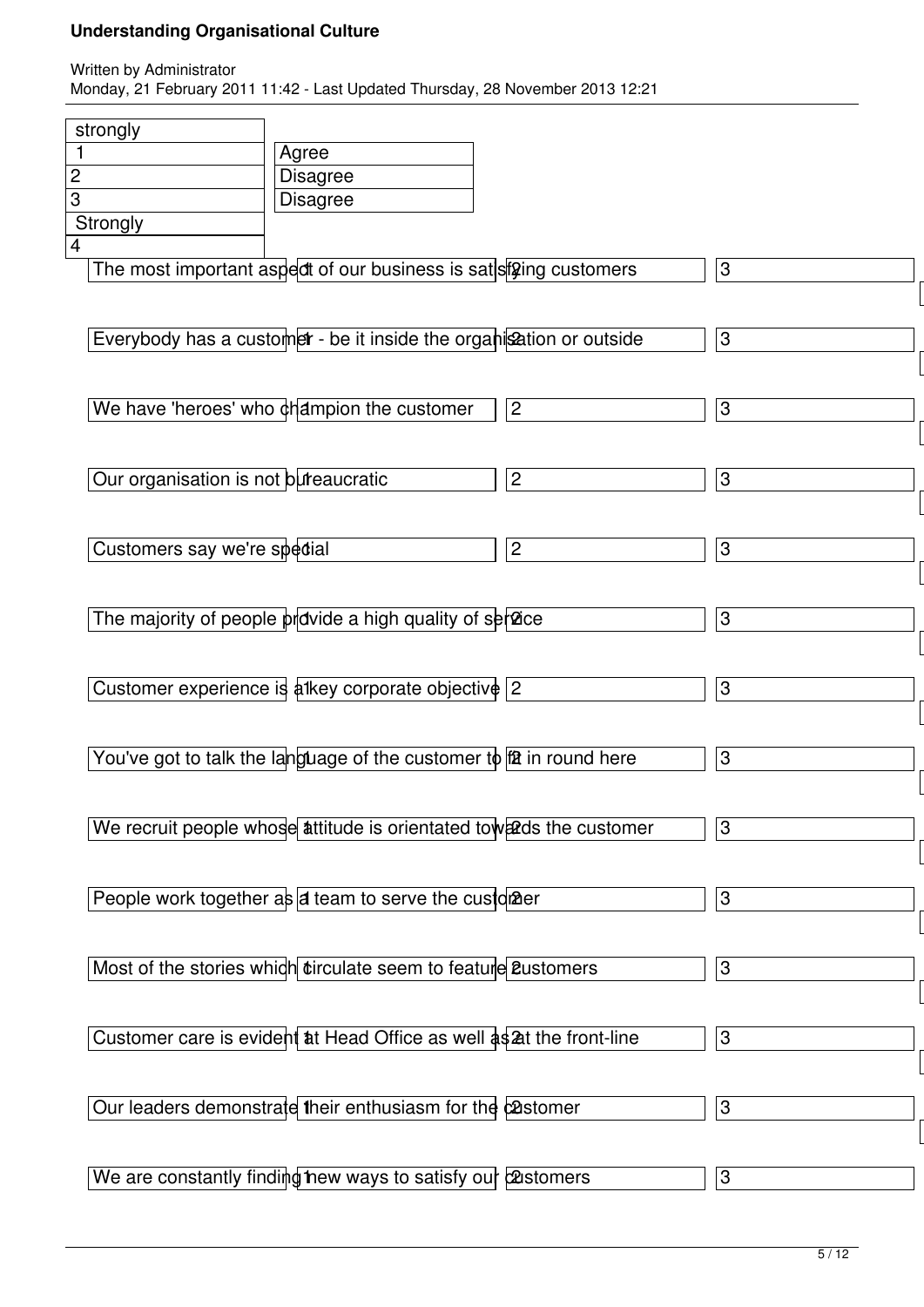| Statement | Strongly Agree 1 | Agree 2 | Disagree 3 | Strongly Disagree 4 |
|---|---|---|---|---|
| The most important aspect of our business is satisfying customers | 1 | 2 | 3 | |
| Everybody has a customer - be it inside the organisation or outside | 1 | 2 | 3 | |
| We have 'heroes' who champion the customer | 1 | 2 | 3 | |
| Our organisation is not bureaucratic | 1 | 2 | 3 | |
| Customers say we're special | 1 | 2 | 3 | |
| The majority of people provide a high quality of service | 1 | 2 | 3 | |
| Customer experience is a key corporate objective | 1 | 2 | 3 | |
| You've got to talk the language of the customer to fit in round here | 1 | 2 | 3 | |
| We recruit people whose attitude is orientated towards the customer | 1 | 2 | 3 | |
| People work together as a team to serve the customer | 1 | 2 | 3 | |
| Most of the stories which circulate seem to feature customers | 1 | 2 | 3 | |
| Customer care is evident at Head Office as well as at the front-line | 1 | 2 | 3 | |
| Our leaders demonstrate their enthusiasm for the customer | 1 | 2 | 3 | |
| We are constantly finding new ways to satisfy our customers | 1 | 2 | 3 | |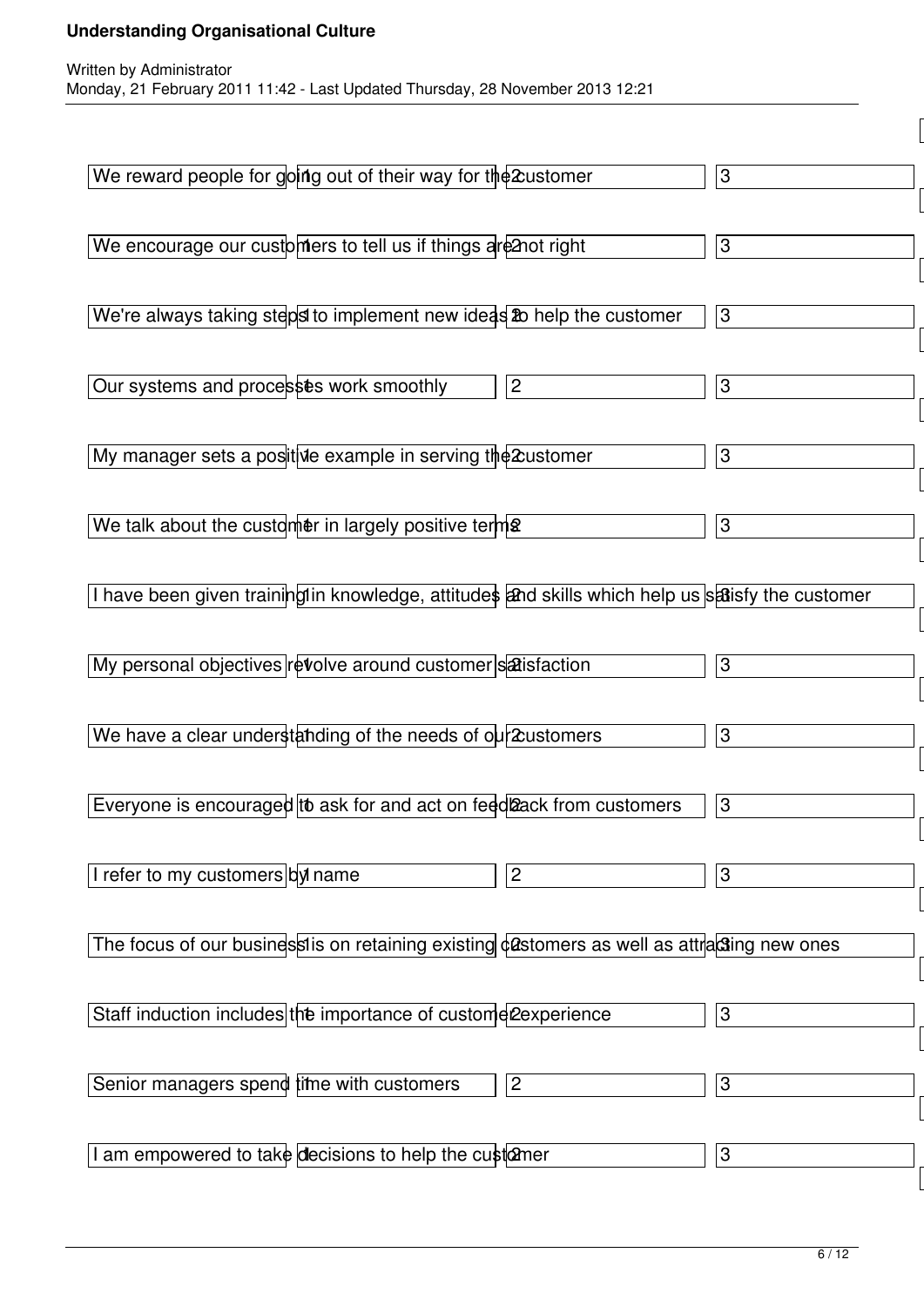| Statement | | | |
|---|---|---|---|
| We reward people for going out of their way for the customer | 1 | 2 | 3 |
| We encourage our customers to tell us if things are not right | 1 | 2 | 3 |
| We're always taking steps to implement new ideas to help the customer | 1 | 2 | 3 |
| Our systems and processes work smoothly | 1 | 2 | 3 |
| My manager sets a positive example in serving the customer | 1 | 2 | 3 |
| We talk about the customer in largely positive terms | 1 | 2 | 3 |
| I have been given training in knowledge, attitudes and skills which help us satisfy the customer | 1 | 2 | 3 |
| My personal objectives revolve around customer satisfaction | 1 | 2 | 3 |
| We have a clear understanding of the needs of our customers | 1 | 2 | 3 |
| Everyone is encouraged to ask for and act on feedback from customers | 1 | 2 | 3 |
| I refer to my customers by name | 1 | 2 | 3 |
| The focus of our business is on retaining existing customers as well as attracting new ones | 1 | 2 | 3 |
| Staff induction includes the importance of customer experience | 1 | 2 | 3 |
| Senior managers spend time with customers | 1 | 2 | 3 |
| I am empowered to take decisions to help the customer | 1 | 2 | 3 |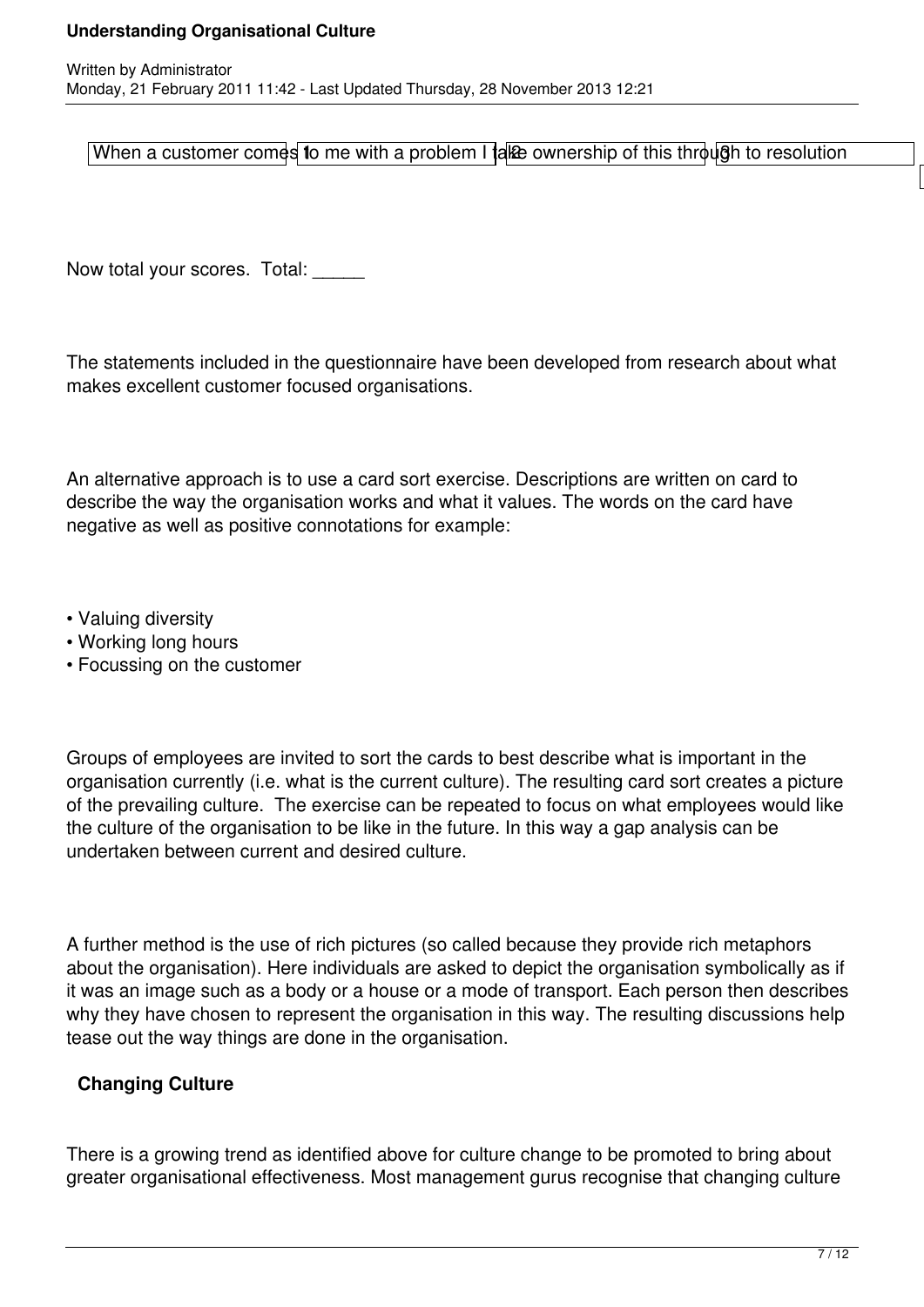| When a customer comes to me with a problem I take ownership of this through to resolution | 1 | 2 | 3 |
|---|---|---|---|

Now total your scores. Total: _____

The statements included in the questionnaire have been developed from research about what makes excellent customer focused organisations.

An alternative approach is to use a card sort exercise. Descriptions are written on card to describe the way the organisation works and what it values. The words on the card have negative as well as positive connotations for example:

- Valuing diversity
- Working long hours
- Focussing on the customer

Groups of employees are invited to sort the cards to best describe what is important in the organisation currently (i.e. what is the current culture). The resulting card sort creates a picture of the prevailing culture. The exercise can be repeated to focus on what employees would like the culture of the organisation to be like in the future. In this way a gap analysis can be undertaken between current and desired culture.

A further method is the use of rich pictures (so called because they provide rich metaphors about the organisation). Here individuals are asked to depict the organisation symbolically as if it was an image such as a body or a house or a mode of transport. Each person then describes why they have chosen to represent the organisation in this way. The resulting discussions help tease out the way things are done in the organisation.

**Changing Culture**

There is a growing trend as identified above for culture change to be promoted to bring about greater organisational effectiveness. Most management gurus recognise that changing culture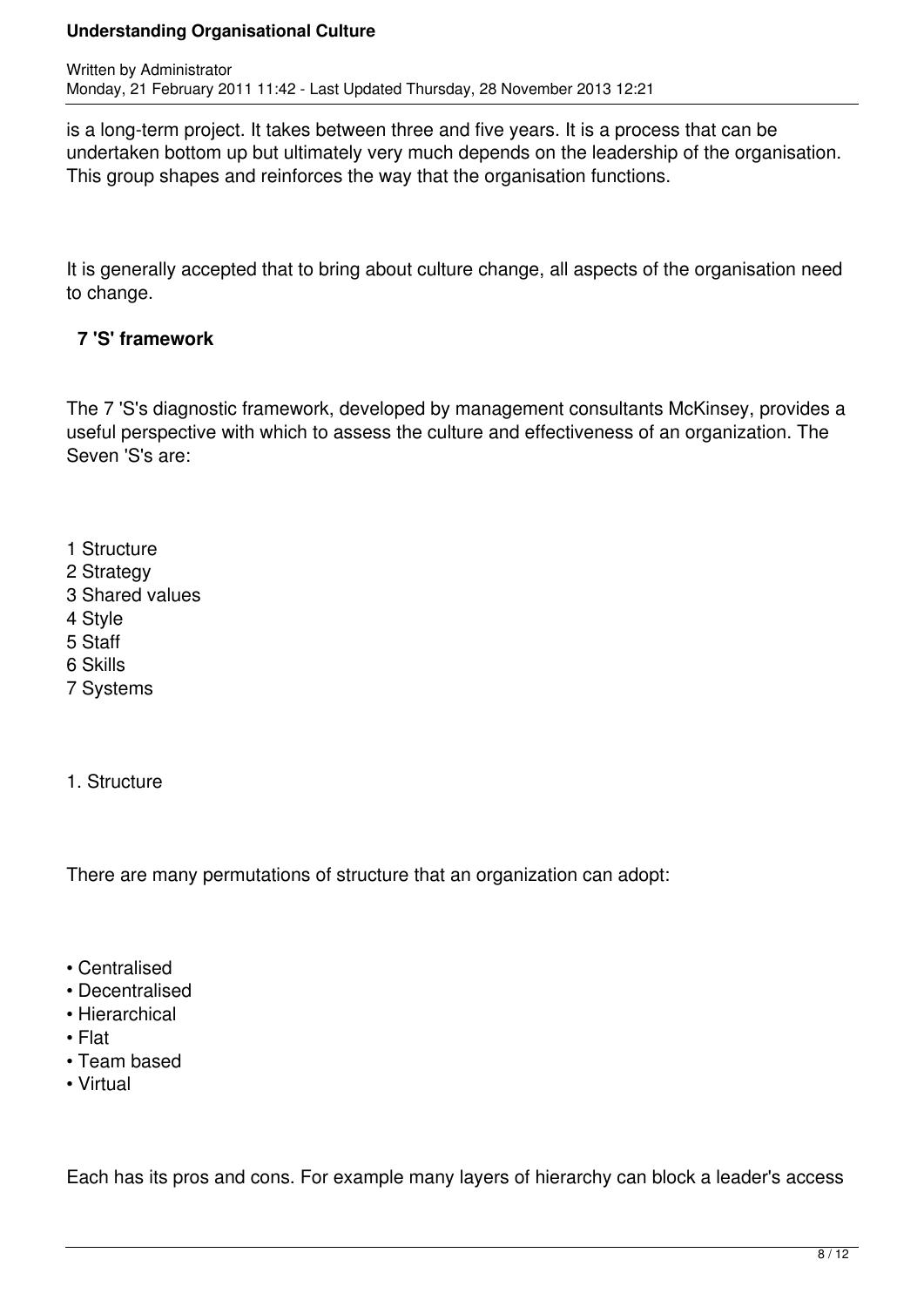is a long-term project. It takes between three and five years. It is a process that can be undertaken bottom up but ultimately very much depends on the leadership of the organisation. This group shapes and reinforces the way that the organisation functions.

It is generally accepted that to bring about culture change, all aspects of the organisation need to change.

**7 'S' framework**

The 7 'S's diagnostic framework, developed by management consultants McKinsey, provides a useful perspective with which to assess the culture and effectiveness of an organization. The Seven 'S's are:

1 Structure
2 Strategy
3 Shared values
4 Style
5 Staff
6 Skills
7 Systems

1. Structure

There are many permutations of structure that an organization can adopt:

- Centralised
- Decentralised
- Hierarchical
- Flat
- Team based
- Virtual

Each has its pros and cons. For example many layers of hierarchy can block a leader's access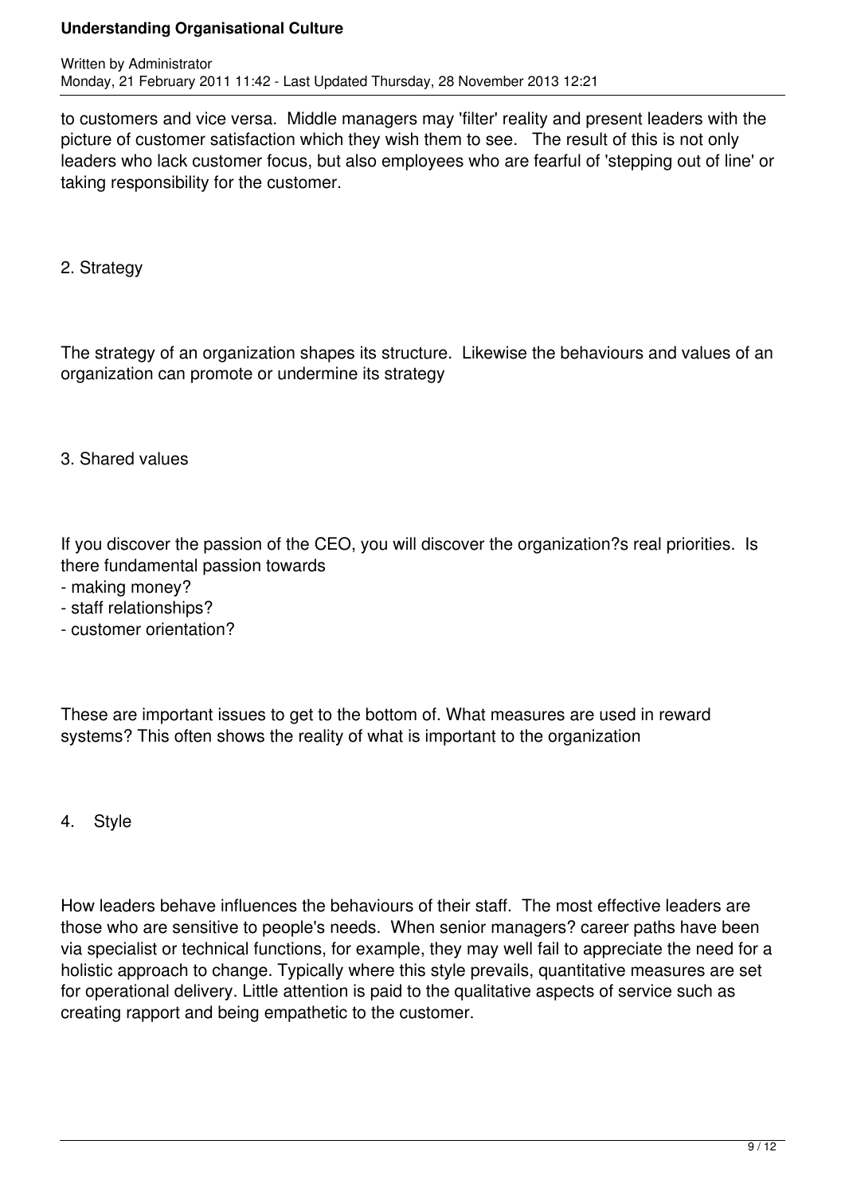to customers and vice versa. Middle managers may 'filter' reality and present leaders with the picture of customer satisfaction which they wish them to see. The result of this is not only leaders who lack customer focus, but also employees who are fearful of 'stepping out of line' or taking responsibility for the customer.

2. Strategy

The strategy of an organization shapes its structure. Likewise the behaviours and values of an organization can promote or undermine its strategy

3. Shared values

If you discover the passion of the CEO, you will discover the organization?s real priorities. Is there fundamental passion towards

- making money?
- staff relationships?
- customer orientation?

These are important issues to get to the bottom of. What measures are used in reward systems? This often shows the reality of what is important to the organization

4. Style

How leaders behave influences the behaviours of their staff. The most effective leaders are those who are sensitive to people's needs. When senior managers? career paths have been via specialist or technical functions, for example, they may well fail to appreciate the need for a holistic approach to change. Typically where this style prevails, quantitative measures are set for operational delivery. Little attention is paid to the qualitative aspects of service such as creating rapport and being empathetic to the customer.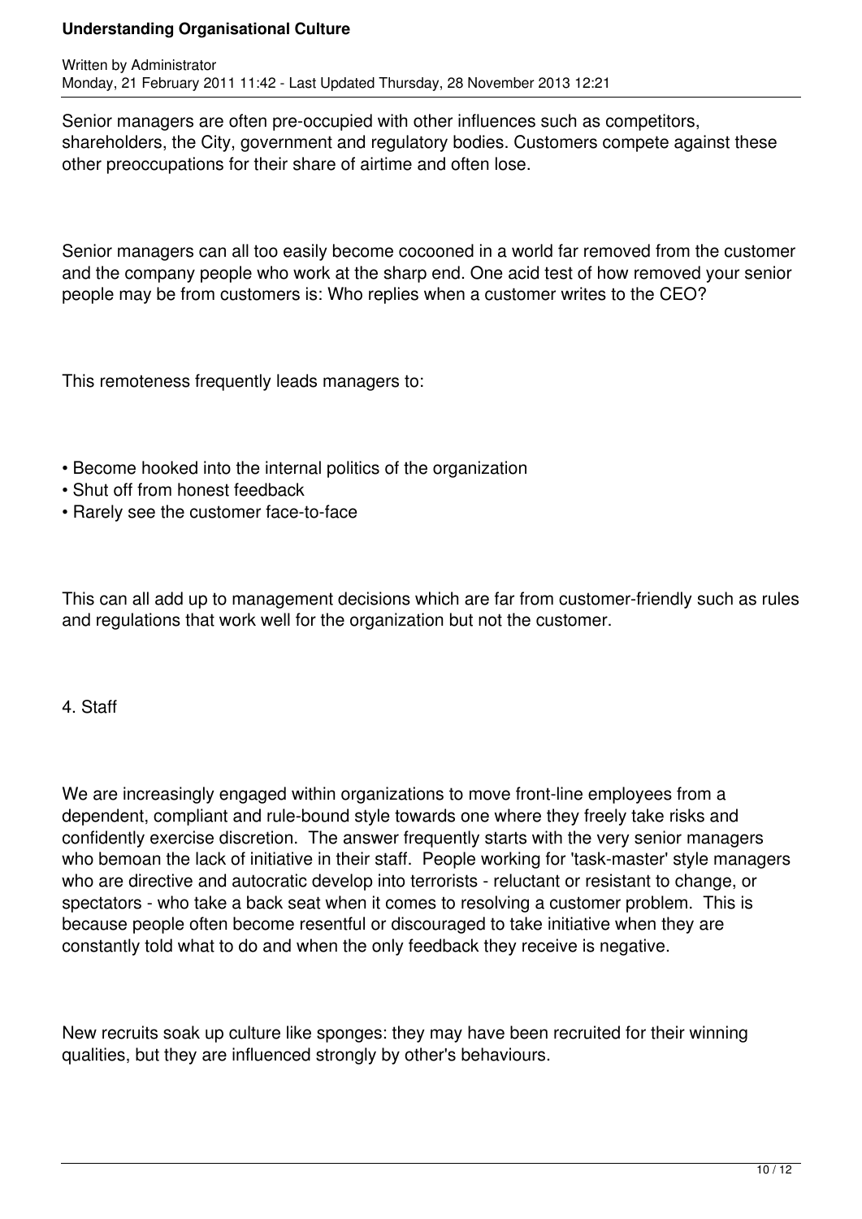Senior managers are often pre-occupied with other influences such as competitors, shareholders, the City, government and regulatory bodies. Customers compete against these other preoccupations for their share of airtime and often lose.

Senior managers can all too easily become cocooned in a world far removed from the customer and the company people who work at the sharp end. One acid test of how removed your senior people may be from customers is: Who replies when a customer writes to the CEO?

This remoteness frequently leads managers to:

- Become hooked into the internal politics of the organization
- Shut off from honest feedback
- Rarely see the customer face-to-face

This can all add up to management decisions which are far from customer-friendly such as rules and regulations that work well for the organization but not the customer.

4. Staff

We are increasingly engaged within organizations to move front-line employees from a dependent, compliant and rule-bound style towards one where they freely take risks and confidently exercise discretion. The answer frequently starts with the very senior managers who bemoan the lack of initiative in their staff. People working for 'task-master' style managers who are directive and autocratic develop into terrorists - reluctant or resistant to change, or spectators - who take a back seat when it comes to resolving a customer problem. This is because people often become resentful or discouraged to take initiative when they are constantly told what to do and when the only feedback they receive is negative.

New recruits soak up culture like sponges: they may have been recruited for their winning qualities, but they are influenced strongly by other's behaviours.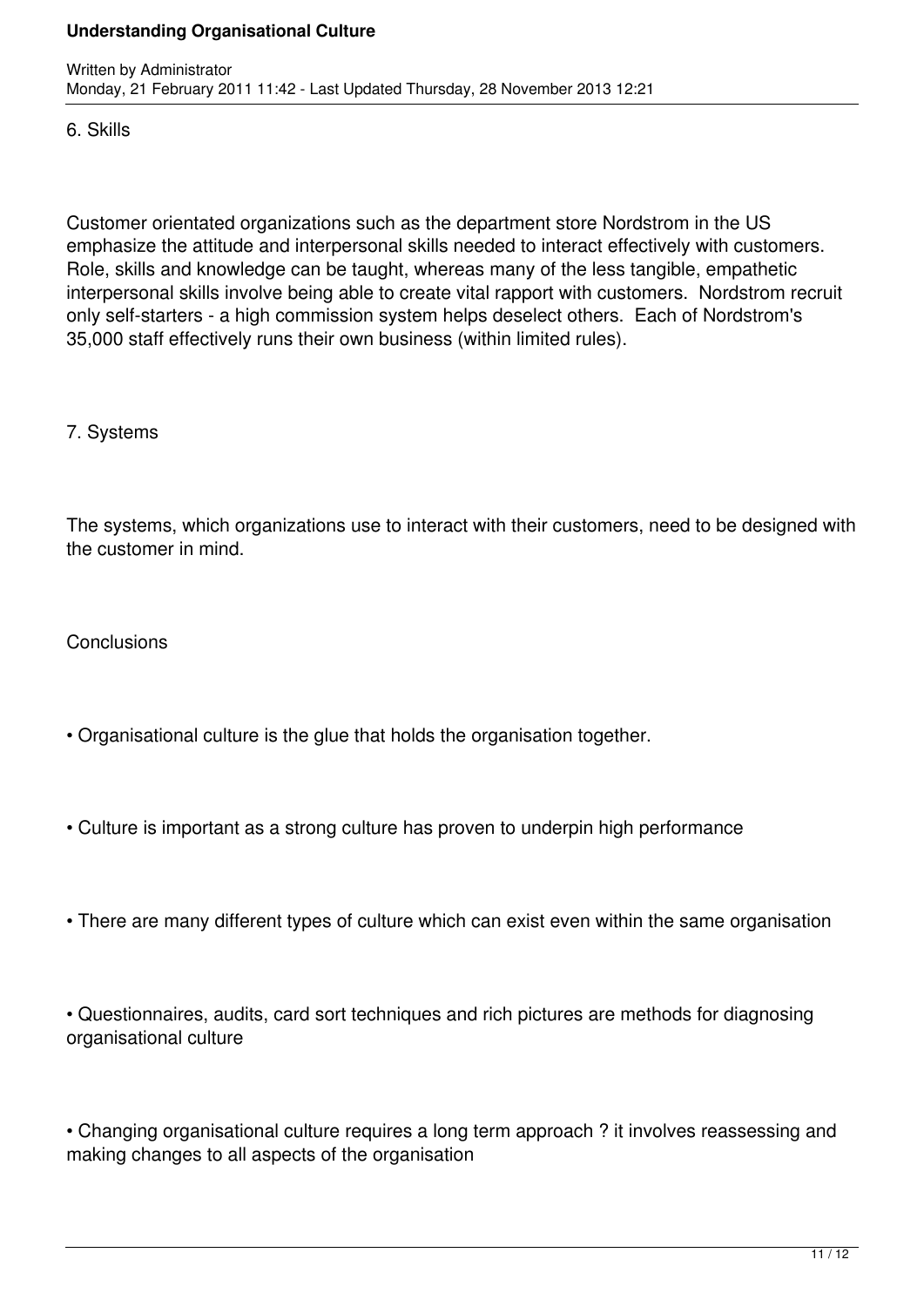### 6. Skills

Customer orientated organizations such as the department store Nordstrom in the US emphasize the attitude and interpersonal skills needed to interact effectively with customers. Role, skills and knowledge can be taught, whereas many of the less tangible, empathetic interpersonal skills involve being able to create vital rapport with customers. Nordstrom recruit only self-starters - a high commission system helps deselect others. Each of Nordstrom's 35,000 staff effectively runs their own business (within limited rules).

### 7. Systems

The systems, which organizations use to interact with their customers, need to be designed with the customer in mind.

## Conclusions

- Organisational culture is the glue that holds the organisation together.
- Culture is important as a strong culture has proven to underpin high performance
- There are many different types of culture which can exist even within the same organisation
- Questionnaires, audits, card sort techniques and rich pictures are methods for diagnosing organisational culture
- Changing organisational culture requires a long term approach ? it involves reassessing and making changes to all aspects of the organisation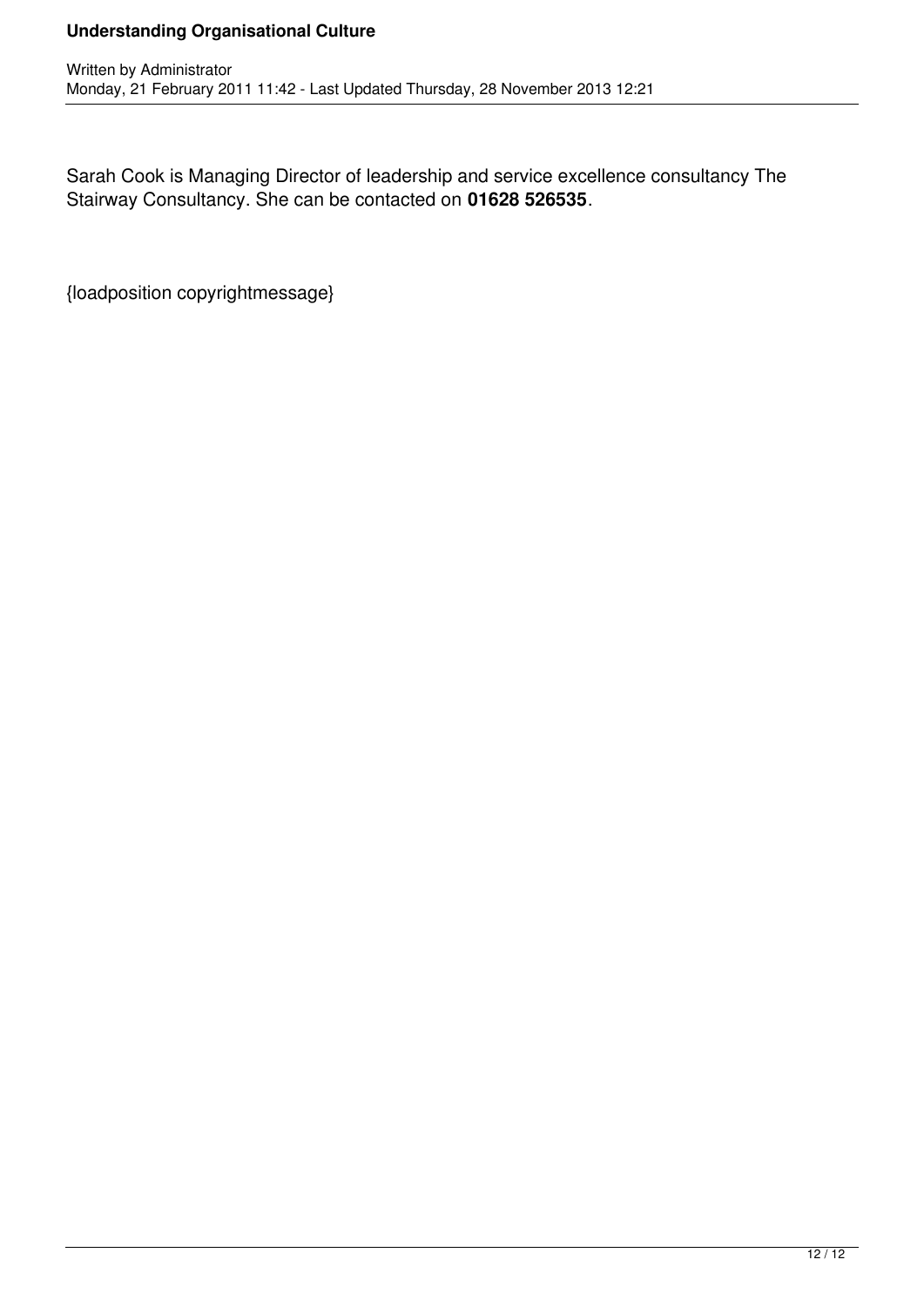Sarah Cook is Managing Director of leadership and service excellence consultancy The Stairway Consultancy. She can be contacted on **01628 526535**.

{loadposition copyrightmessage}